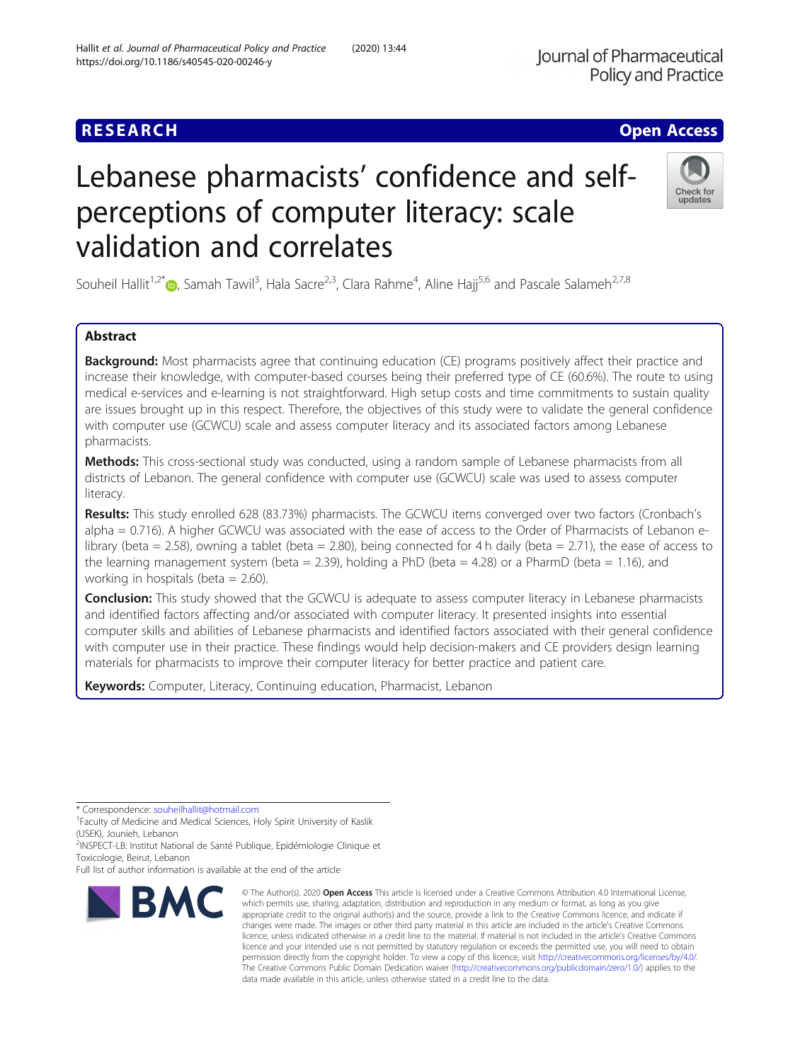RESEARCH

Open Access

# Lebanese pharmacists' confidence and self-perceptions of computer literacy: scale validation and correlates

Souheil Hallit[1,2*], Samah Tawil[3], Hala Sacre[2,3], Clara Rahme[4], Aline Hajj[5,6] and Pascale Salameh[2,7,8]

## Abstract

**Background:** Most pharmacists agree that continuing education (CE) programs positively affect their practice and increase their knowledge, with computer-based courses being their preferred type of CE (60.6%). The route to using medical e-services and e-learning is not straightforward. High setup costs and time commitments to sustain quality are issues brought up in this respect. Therefore, the objectives of this study were to validate the general confidence with computer use (GCWCU) scale and assess computer literacy and its associated factors among Lebanese pharmacists.

**Methods:** This cross-sectional study was conducted, using a random sample of Lebanese pharmacists from all districts of Lebanon. The general confidence with computer use (GCWCU) scale was used to assess computer literacy.

**Results:** This study enrolled 628 (83.73%) pharmacists. The GCWCU items converged over two factors (Cronbach's alpha = 0.716). A higher GCWCU was associated with the ease of access to the Order of Pharmacists of Lebanon e-library (beta = 2.58), owning a tablet (beta = 2.80), being connected for 4 h daily (beta = 2.71), the ease of access to the learning management system (beta = 2.39), holding a PhD (beta = 4.28) or a PharmD (beta = 1.16), and working in hospitals (beta = 2.60).

**Conclusion:** This study showed that the GCWCU is adequate to assess computer literacy in Lebanese pharmacists and identified factors affecting and/or associated with computer literacy. It presented insights into essential computer skills and abilities of Lebanese pharmacists and identified factors associated with their general confidence with computer use in their practice. These findings would help decision-makers and CE providers design learning materials for pharmacists to improve their computer literacy for better practice and patient care.

**Keywords:** Computer, Literacy, Continuing education, Pharmacist, Lebanon

* Correspondence: souheilhallit@hotmail.com
[1]Faculty of Medicine and Medical Sciences, Holy Spirit University of Kaslik (USEK), Jounieh, Lebanon
[2]INSPECT-LB: Institut National de Santé Publique, Épidémiologie Clinique et Toxicologie, Beirut, Lebanon
Full list of author information is available at the end of the article

© The Author(s). 2020 **Open Access** This article is licensed under a Creative Commons Attribution 4.0 International License, which permits use, sharing, adaptation, distribution and reproduction in any medium or format, as long as you give appropriate credit to the original author(s) and the source, provide a link to the Creative Commons licence, and indicate if changes were made. The images or other third party material in this article are included in the article's Creative Commons licence, unless indicated otherwise in a credit line to the material. If material is not included in the article's Creative Commons licence and your intended use is not permitted by statutory regulation or exceeds the permitted use, you will need to obtain permission directly from the copyright holder. To view a copy of this licence, visit http://creativecommons.org/licenses/by/4.0/. The Creative Commons Public Domain Dedication waiver (http://creativecommons.org/publicdomain/zero/1.0/) applies to the data made available in this article, unless otherwise stated in a credit line to the data.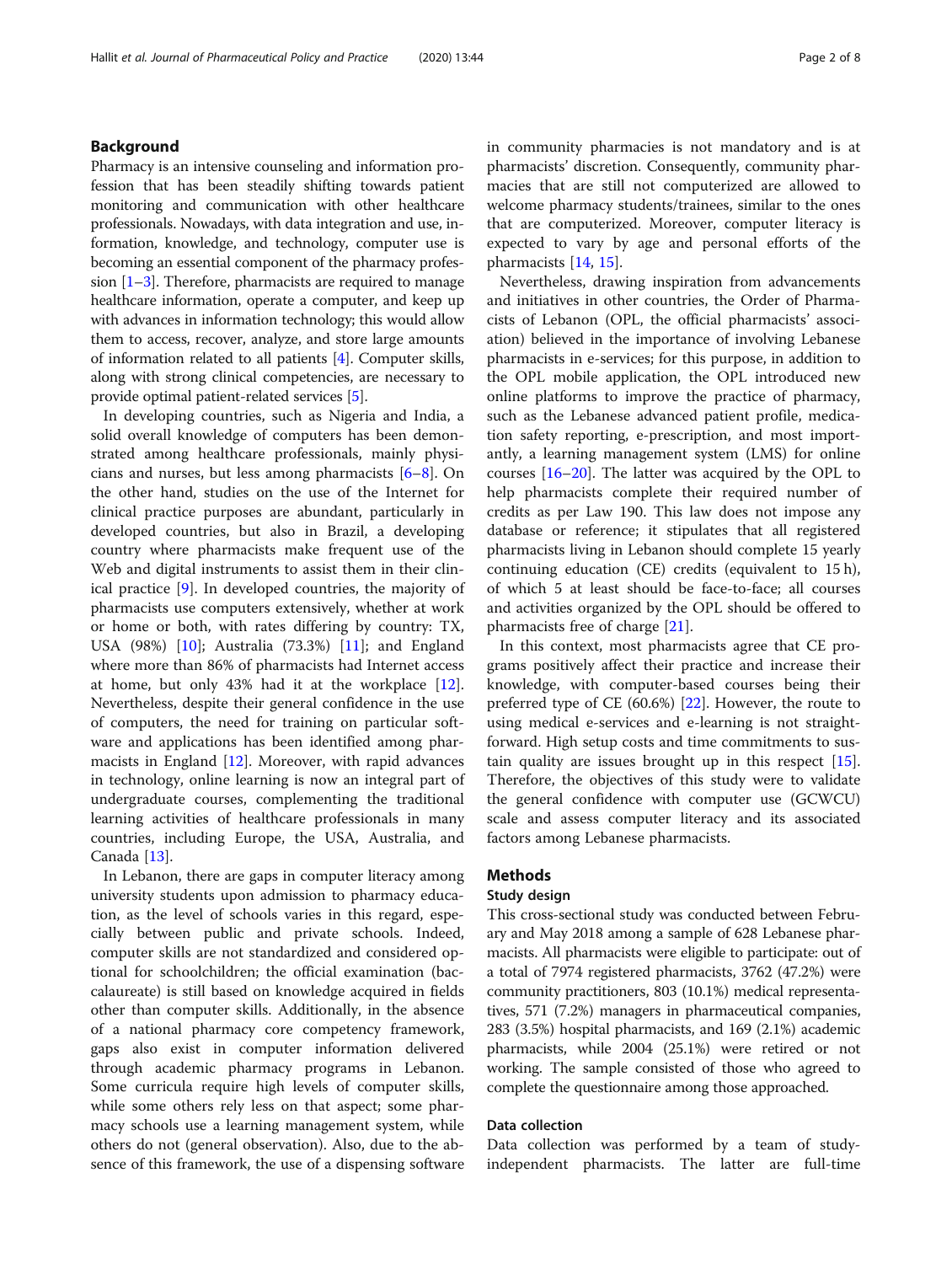## Background

Pharmacy is an intensive counseling and information profession that has been steadily shifting towards patient monitoring and communication with other healthcare professionals. Nowadays, with data integration and use, information, knowledge, and technology, computer use is becoming an essential component of the pharmacy profession [1–3]. Therefore, pharmacists are required to manage healthcare information, operate a computer, and keep up with advances in information technology; this would allow them to access, recover, analyze, and store large amounts of information related to all patients [4]. Computer skills, along with strong clinical competencies, are necessary to provide optimal patient-related services [5].

In developing countries, such as Nigeria and India, a solid overall knowledge of computers has been demonstrated among healthcare professionals, mainly physicians and nurses, but less among pharmacists [6–8]. On the other hand, studies on the use of the Internet for clinical practice purposes are abundant, particularly in developed countries, but also in Brazil, a developing country where pharmacists make frequent use of the Web and digital instruments to assist them in their clinical practice [9]. In developed countries, the majority of pharmacists use computers extensively, whether at work or home or both, with rates differing by country: TX, USA (98%) [10]; Australia (73.3%) [11]; and England where more than 86% of pharmacists had Internet access at home, but only 43% had it at the workplace [12]. Nevertheless, despite their general confidence in the use of computers, the need for training on particular software and applications has been identified among pharmacists in England [12]. Moreover, with rapid advances in technology, online learning is now an integral part of undergraduate courses, complementing the traditional learning activities of healthcare professionals in many countries, including Europe, the USA, Australia, and Canada [13].

In Lebanon, there are gaps in computer literacy among university students upon admission to pharmacy education, as the level of schools varies in this regard, especially between public and private schools. Indeed, computer skills are not standardized and considered optional for schoolchildren; the official examination (baccalaureate) is still based on knowledge acquired in fields other than computer skills. Additionally, in the absence of a national pharmacy core competency framework, gaps also exist in computer information delivered through academic pharmacy programs in Lebanon. Some curricula require high levels of computer skills, while some others rely less on that aspect; some pharmacy schools use a learning management system, while others do not (general observation). Also, due to the absence of this framework, the use of a dispensing software in community pharmacies is not mandatory and is at pharmacists' discretion. Consequently, community pharmacies that are still not computerized are allowed to welcome pharmacy students/trainees, similar to the ones that are computerized. Moreover, computer literacy is expected to vary by age and personal efforts of the pharmacists [14, 15].

Nevertheless, drawing inspiration from advancements and initiatives in other countries, the Order of Pharmacists of Lebanon (OPL, the official pharmacists' association) believed in the importance of involving Lebanese pharmacists in e-services; for this purpose, in addition to the OPL mobile application, the OPL introduced new online platforms to improve the practice of pharmacy, such as the Lebanese advanced patient profile, medication safety reporting, e-prescription, and most importantly, a learning management system (LMS) for online courses [16–20]. The latter was acquired by the OPL to help pharmacists complete their required number of credits as per Law 190. This law does not impose any database or reference; it stipulates that all registered pharmacists living in Lebanon should complete 15 yearly continuing education (CE) credits (equivalent to 15 h), of which 5 at least should be face-to-face; all courses and activities organized by the OPL should be offered to pharmacists free of charge [21].

In this context, most pharmacists agree that CE programs positively affect their practice and increase their knowledge, with computer-based courses being their preferred type of CE (60.6%) [22]. However, the route to using medical e-services and e-learning is not straightforward. High setup costs and time commitments to sustain quality are issues brought up in this respect [15]. Therefore, the objectives of this study were to validate the general confidence with computer use (GCWCU) scale and assess computer literacy and its associated factors among Lebanese pharmacists.

## Methods

### Study design

This cross-sectional study was conducted between February and May 2018 among a sample of 628 Lebanese pharmacists. All pharmacists were eligible to participate: out of a total of 7974 registered pharmacists, 3762 (47.2%) were community practitioners, 803 (10.1%) medical representatives, 571 (7.2%) managers in pharmaceutical companies, 283 (3.5%) hospital pharmacists, and 169 (2.1%) academic pharmacists, while 2004 (25.1%) were retired or not working. The sample consisted of those who agreed to complete the questionnaire among those approached.

### Data collection

Data collection was performed by a team of study-independent pharmacists. The latter are full-time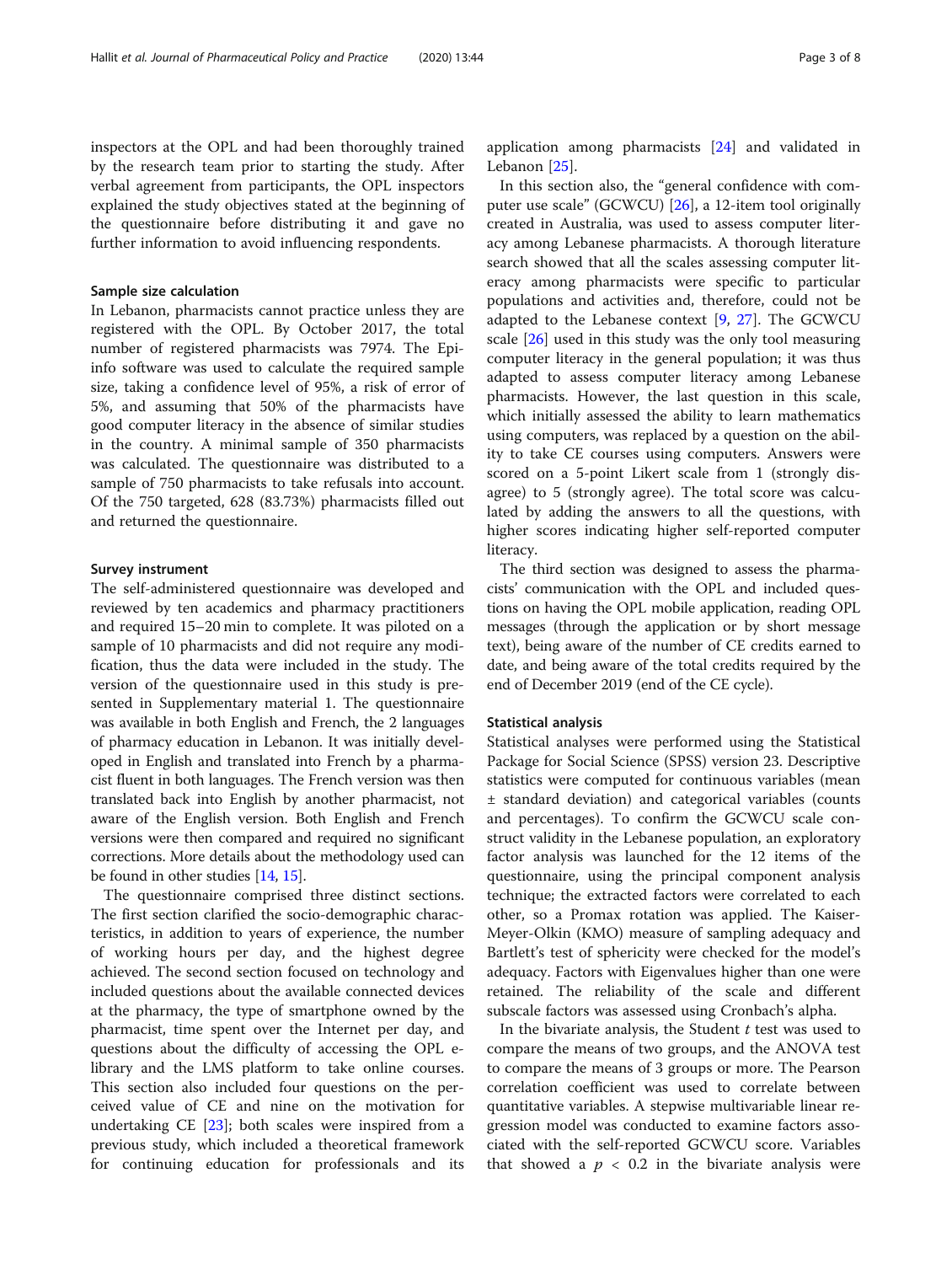inspectors at the OPL and had been thoroughly trained by the research team prior to starting the study. After verbal agreement from participants, the OPL inspectors explained the study objectives stated at the beginning of the questionnaire before distributing it and gave no further information to avoid influencing respondents.

### Sample size calculation

In Lebanon, pharmacists cannot practice unless they are registered with the OPL. By October 2017, the total number of registered pharmacists was 7974. The Epi-info software was used to calculate the required sample size, taking a confidence level of 95%, a risk of error of 5%, and assuming that 50% of the pharmacists have good computer literacy in the absence of similar studies in the country. A minimal sample of 350 pharmacists was calculated. The questionnaire was distributed to a sample of 750 pharmacists to take refusals into account. Of the 750 targeted, 628 (83.73%) pharmacists filled out and returned the questionnaire.

### Survey instrument

The self-administered questionnaire was developed and reviewed by ten academics and pharmacy practitioners and required 15–20 min to complete. It was piloted on a sample of 10 pharmacists and did not require any modification, thus the data were included in the study. The version of the questionnaire used in this study is presented in Supplementary material 1. The questionnaire was available in both English and French, the 2 languages of pharmacy education in Lebanon. It was initially developed in English and translated into French by a pharmacist fluent in both languages. The French version was then translated back into English by another pharmacist, not aware of the English version. Both English and French versions were then compared and required no significant corrections. More details about the methodology used can be found in other studies [14, 15].

The questionnaire comprised three distinct sections. The first section clarified the socio-demographic characteristics, in addition to years of experience, the number of working hours per day, and the highest degree achieved. The second section focused on technology and included questions about the available connected devices at the pharmacy, the type of smartphone owned by the pharmacist, time spent over the Internet per day, and questions about the difficulty of accessing the OPL e-library and the LMS platform to take online courses. This section also included four questions on the perceived value of CE and nine on the motivation for undertaking CE [23]; both scales were inspired from a previous study, which included a theoretical framework for continuing education for professionals and its application among pharmacists [24] and validated in Lebanon [25].

In this section also, the "general confidence with computer use scale" (GCWCU) [26], a 12-item tool originally created in Australia, was used to assess computer literacy among Lebanese pharmacists. A thorough literature search showed that all the scales assessing computer literacy among pharmacists were specific to particular populations and activities and, therefore, could not be adapted to the Lebanese context [9, 27]. The GCWCU scale [26] used in this study was the only tool measuring computer literacy in the general population; it was thus adapted to assess computer literacy among Lebanese pharmacists. However, the last question in this scale, which initially assessed the ability to learn mathematics using computers, was replaced by a question on the ability to take CE courses using computers. Answers were scored on a 5-point Likert scale from 1 (strongly disagree) to 5 (strongly agree). The total score was calculated by adding the answers to all the questions, with higher scores indicating higher self-reported computer literacy.

The third section was designed to assess the pharmacists' communication with the OPL and included questions on having the OPL mobile application, reading OPL messages (through the application or by short message text), being aware of the number of CE credits earned to date, and being aware of the total credits required by the end of December 2019 (end of the CE cycle).

### Statistical analysis

Statistical analyses were performed using the Statistical Package for Social Science (SPSS) version 23. Descriptive statistics were computed for continuous variables (mean ± standard deviation) and categorical variables (counts and percentages). To confirm the GCWCU scale construct validity in the Lebanese population, an exploratory factor analysis was launched for the 12 items of the questionnaire, using the principal component analysis technique; the extracted factors were correlated to each other, so a Promax rotation was applied. The Kaiser-Meyer-Olkin (KMO) measure of sampling adequacy and Bartlett's test of sphericity were checked for the model's adequacy. Factors with Eigenvalues higher than one were retained. The reliability of the scale and different subscale factors was assessed using Cronbach's alpha.

In the bivariate analysis, the Student $t$ test was used to compare the means of two groups, and the ANOVA test to compare the means of 3 groups or more. The Pearson correlation coefficient was used to correlate between quantitative variables. A stepwise multivariable linear regression model was conducted to examine factors associated with the self-reported GCWCU score. Variables that showed a $p < 0.2$ in the bivariate analysis were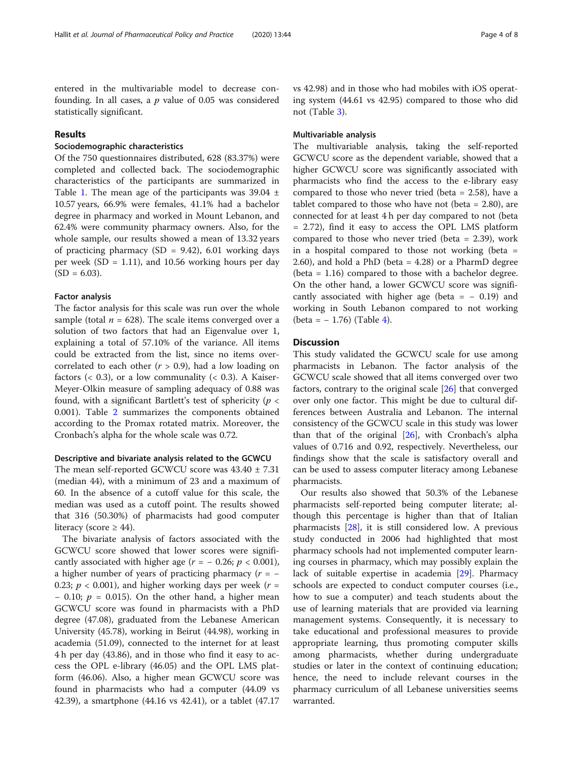entered in the multivariable model to decrease confounding. In all cases, a $p$ value of 0.05 was considered statistically significant.

## Results

### Sociodemographic characteristics

Of the 750 questionnaires distributed, 628 (83.37%) were completed and collected back. The sociodemographic characteristics of the participants are summarized in Table 1. The mean age of the participants was 39.04 ± 10.57 years, 66.9% were females, 41.1% had a bachelor degree in pharmacy and worked in Mount Lebanon, and 62.4% were community pharmacy owners. Also, for the whole sample, our results showed a mean of 13.32 years of practicing pharmacy (SD = 9.42), 6.01 working days per week (SD = 1.11), and 10.56 working hours per day (SD = 6.03).

### Factor analysis

The factor analysis for this scale was run over the whole sample (total $n = 628$). The scale items converged over a solution of two factors that had an Eigenvalue over 1, explaining a total of 57.10% of the variance. All items could be extracted from the list, since no items over-correlated to each other ($r > 0.9$), had a low loading on factors (< 0.3), or a low communality (< 0.3). A Kaiser-Meyer-Olkin measure of sampling adequacy of 0.88 was found, with a significant Bartlett's test of sphericity ($p < 0.001$). Table 2 summarizes the components obtained according to the Promax rotated matrix. Moreover, the Cronbach's alpha for the whole scale was 0.72.

### Descriptive and bivariate analysis related to the GCWCU

The mean self-reported GCWCU score was 43.40 ± 7.31 (median 44), with a minimum of 23 and a maximum of 60. In the absence of a cutoff value for this scale, the median was used as a cutoff point. The results showed that 316 (50.30%) of pharmacists had good computer literacy (score ≥ 44).

The bivariate analysis of factors associated with the GCWCU score showed that lower scores were significantly associated with higher age ($r = -0.26$; $p < 0.001$), a higher number of years of practicing pharmacy ($r = -0.23$; $p < 0.001$), and higher working days per week ($r = -0.10$; $p = 0.015$). On the other hand, a higher mean GCWCU score was found in pharmacists with a PhD degree (47.08), graduated from the Lebanese American University (45.78), working in Beirut (44.98), working in academia (51.09), connected to the internet for at least 4 h per day (43.86), and in those who find it easy to access the OPL e-library (46.05) and the OPL LMS platform (46.06). Also, a higher mean GCWCU score was found in pharmacists who had a computer (44.09 vs 42.39), a smartphone (44.16 vs 42.41), or a tablet (47.17 vs 42.98) and in those who had mobiles with iOS operating system (44.61 vs 42.95) compared to those who did not (Table 3).

### Multivariable analysis

The multivariable analysis, taking the self-reported GCWCU score as the dependent variable, showed that a higher GCWCU score was significantly associated with pharmacists who find the access to the e-library easy compared to those who never tried (beta = 2.58), have a tablet compared to those who have not (beta = 2.80), are connected for at least 4 h per day compared to not (beta = 2.72), find it easy to access the OPL LMS platform compared to those who never tried (beta = 2.39), work in a hospital compared to those not working (beta = 2.60), and hold a PhD (beta = 4.28) or a PharmD degree (beta = 1.16) compared to those with a bachelor degree. On the other hand, a lower GCWCU score was significantly associated with higher age (beta = − 0.19) and working in South Lebanon compared to not working (beta = − 1.76) (Table 4).

## Discussion

This study validated the GCWCU scale for use among pharmacists in Lebanon. The factor analysis of the GCWCU scale showed that all items converged over two factors, contrary to the original scale [26] that converged over only one factor. This might be due to cultural differences between Australia and Lebanon. The internal consistency of the GCWCU scale in this study was lower than that of the original [26], with Cronbach's alpha values of 0.716 and 0.92, respectively. Nevertheless, our findings show that the scale is satisfactory overall and can be used to assess computer literacy among Lebanese pharmacists.

Our results also showed that 50.3% of the Lebanese pharmacists self-reported being computer literate; although this percentage is higher than that of Italian pharmacists [28], it is still considered low. A previous study conducted in 2006 had highlighted that most pharmacy schools had not implemented computer learning courses in pharmacy, which may possibly explain the lack of suitable expertise in academia [29]. Pharmacy schools are expected to conduct computer courses (i.e., how to sue a computer) and teach students about the use of learning materials that are provided via learning management systems. Consequently, it is necessary to take educational and professional measures to provide appropriate learning, thus promoting computer skills among pharmacists, whether during undergraduate studies or later in the context of continuing education; hence, the need to include relevant courses in the pharmacy curriculum of all Lebanese universities seems warranted.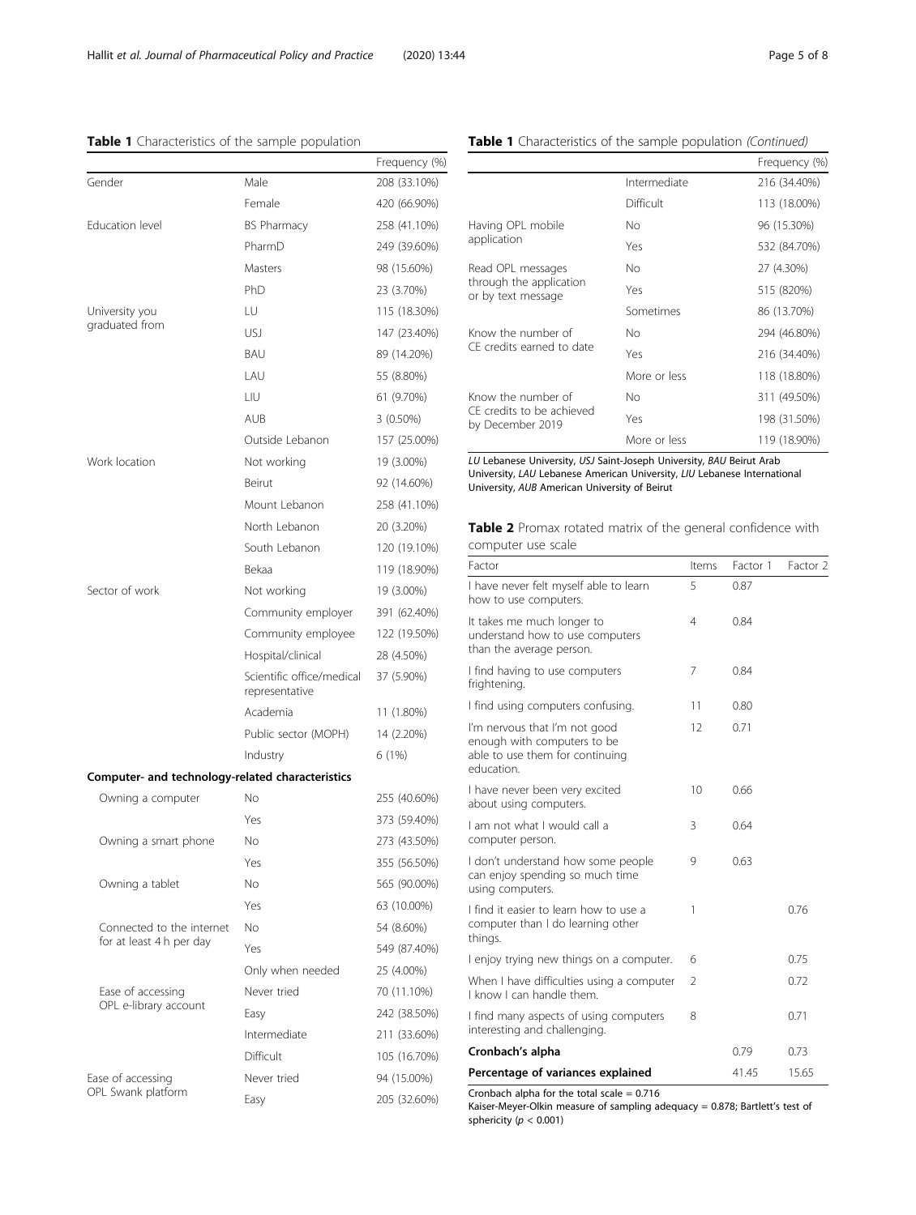**Table 1** Characteristics of the sample population

| | | Frequency (%) |
|---|---|---|
| Gender | Male | 208 (33.10%) |
| | Female | 420 (66.90%) |
| Education level | BS Pharmacy | 258 (41.10%) |
| | PharmD | 249 (39.60%) |
| | Masters | 98 (15.60%) |
| | PhD | 23 (3.70%) |
| University you graduated from | LU | 115 (18.30%) |
| | USJ | 147 (23.40%) |
| | BAU | 89 (14.20%) |
| | LAU | 55 (8.80%) |
| | LIU | 61 (9.70%) |
| | AUB | 3 (0.50%) |
| | Outside Lebanon | 157 (25.00%) |
| Work location | Not working | 19 (3.00%) |
| | Beirut | 92 (14.60%) |
| | Mount Lebanon | 258 (41.10%) |
| | North Lebanon | 20 (3.20%) |
| | South Lebanon | 120 (19.10%) |
| | Bekaa | 119 (18.90%) |
| Sector of work | Not working | 19 (3.00%) |
| | Community employer | 391 (62.40%) |
| | Community employee | 122 (19.50%) |
| | Hospital/clinical | 28 (4.50%) |
| | Scientific office/medical representative | 37 (5.90%) |
| | Academia | 11 (1.80%) |
| | Public sector (MOPH) | 14 (2.20%) |
| | Industry | 6 (1%) |
| **Computer- and technology-related characteristics** | | |
| Owning a computer | No | 255 (40.60%) |
| | Yes | 373 (59.40%) |
| Owning a smart phone | No | 273 (43.50%) |
| | Yes | 355 (56.50%) |
| Owning a tablet | No | 565 (90.00%) |
| | Yes | 63 (10.00%) |
| Connected to the internet for at least 4 h per day | No | 54 (8.60%) |
| | Yes | 549 (87.40%) |
| | Only when needed | 25 (4.00%) |
| Ease of accessing OPL e-library account | Never tried | 70 (11.10%) |
| | Easy | 242 (38.50%) |
| | Intermediate | 211 (33.60%) |
| | Difficult | 105 (16.70%) |
| Ease of accessing OPL Swank platform | Never tried | 94 (15.00%) |
| | Easy | 205 (32.60%) |
| | Intermediate | 216 (34.40%) |
| | Difficult | 113 (18.00%) |
| Having OPL mobile application | No | 96 (15.30%) |
| | Yes | 532 (84.70%) |
| Read OPL messages through the application or by text message | No | 27 (4.30%) |
| | Yes | 515 (820%) |
| | Sometimes | 86 (13.70%) |
| Know the number of CE credits earned to date | No | 294 (46.80%) |
| | Yes | 216 (34.40%) |
| | More or less | 118 (18.80%) |
| Know the number of CE credits to be achieved by December 2019 | No | 311 (49.50%) |
| | Yes | 198 (31.50%) |
| | More or less | 119 (18.90%) |

*LU* Lebanese University, *USJ* Saint-Joseph University, *BAU* Beirut Arab University, *LAU* Lebanese American University, *LIU* Lebanese International University, *AUB* American University of Beirut

**Table 2** Promax rotated matrix of the general confidence with computer use scale

| Factor | Items | Factor 1 | Factor 2 |
|---|---|---|---|
| I have never felt myself able to learn how to use computers. | 5 | 0.87 | |
| It takes me much longer to understand how to use computers than the average person. | 4 | 0.84 | |
| I find having to use computers frightening. | 7 | 0.84 | |
| I find using computers confusing. | 11 | 0.80 | |
| I'm nervous that I'm not good enough with computers to be able to use them for continuing education. | 12 | 0.71 | |
| I have never been very excited about using computers. | 10 | 0.66 | |
| I am not what I would call a computer person. | 3 | 0.64 | |
| I don't understand how some people can enjoy spending so much time using computers. | 9 | 0.63 | |
| I find it easier to learn how to use a computer than I do learning other things. | 1 | | 0.76 |
| I enjoy trying new things on a computer. | 6 | | 0.75 |
| When I have difficulties using a computer I know I can handle them. | 2 | | 0.72 |
| I find many aspects of using computers interesting and challenging. | 8 | | 0.71 |
| **Cronbach's alpha** | | 0.79 | 0.73 |
| **Percentage of variances explained** | | 41.45 | 15.65 |

Cronbach alpha for the total scale = 0.716
Kaiser-Meyer-Olkin measure of sampling adequacy = 0.878; Bartlett's test of sphericity ($p < 0.001$)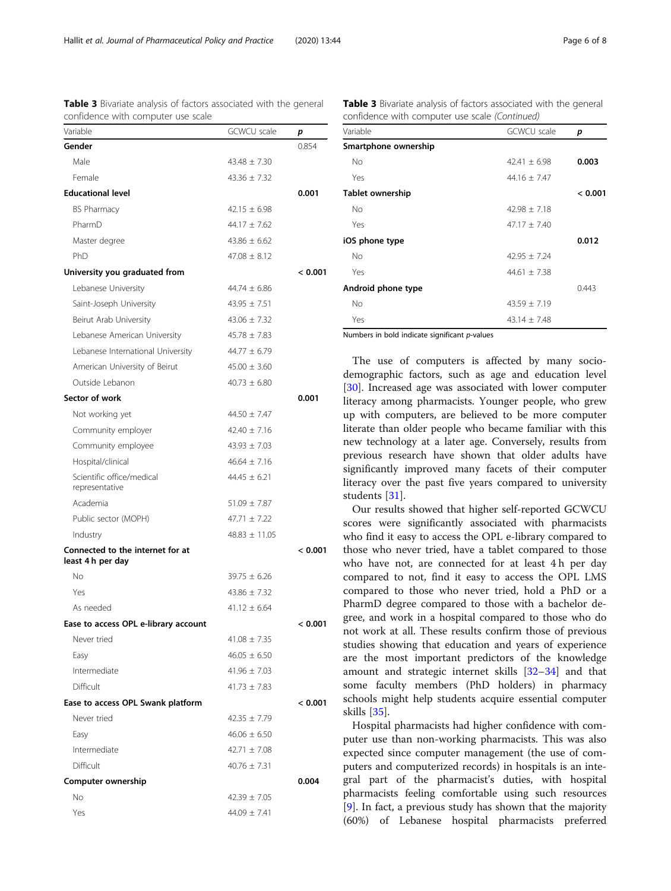**Table 3** Bivariate analysis of factors associated with the general confidence with computer use scale

| Variable | GCWCU scale | p |
|---|---|---|
| **Gender** | | 0.854 |
| Male | 43.48 ± 7.30 | |
| Female | 43.36 ± 7.32 | |
| **Educational level** | | **0.001** |
| BS Pharmacy | 42.15 ± 6.98 | |
| PharmD | 44.17 ± 7.62 | |
| Master degree | 43.86 ± 6.62 | |
| PhD | 47.08 ± 8.12 | |
| **University you graduated from** | | **< 0.001** |
| Lebanese University | 44.74 ± 6.86 | |
| Saint-Joseph University | 43.95 ± 7.51 | |
| Beirut Arab University | 43.06 ± 7.32 | |
| Lebanese American University | 45.78 ± 7.83 | |
| Lebanese International University | 44.77 ± 6.79 | |
| American University of Beirut | 45.00 ± 3.60 | |
| Outside Lebanon | 40.73 ± 6.80 | |
| **Sector of work** | | **0.001** |
| Not working yet | 44.50 ± 7.47 | |
| Community employer | 42.40 ± 7.16 | |
| Community employee | 43.93 ± 7.03 | |
| Hospital/clinical | 46.64 ± 7.16 | |
| Scientific office/medical representative | 44.45 ± 6.21 | |
| Academia | 51.09 ± 7.87 | |
| Public sector (MOPH) | 47.71 ± 7.22 | |
| Industry | 48.83 ± 11.05 | |
| **Connected to the internet for at least 4 h per day** | | **< 0.001** |
| No | 39.75 ± 6.26 | |
| Yes | 43.86 ± 7.32 | |
| As needed | 41.12 ± 6.64 | |
| **Ease to access OPL e-library account** | | **< 0.001** |
| Never tried | 41.08 ± 7.35 | |
| Easy | 46.05 ± 6.50 | |
| Intermediate | 41.96 ± 7.03 | |
| Difficult | 41.73 ± 7.83 | |
| **Ease to access OPL Swank platform** | | **< 0.001** |
| Never tried | 42.35 ± 7.79 | |
| Easy | 46.06 ± 6.50 | |
| Intermediate | 42.71 ± 7.08 | |
| Difficult | 40.76 ± 7.31 | |
| **Computer ownership** | | **0.004** |
| No | 42.39 ± 7.05 | |
| Yes | 44.09 ± 7.41 | |
| **Smartphone ownership** | | |
| No | 42.41 ± 6.98 | **0.003** |
| Yes | 44.16 ± 7.47 | |
| **Tablet ownership** | | **< 0.001** |
| No | 42.98 ± 7.18 | |
| Yes | 47.17 ± 7.40 | |
| **iOS phone type** | | **0.012** |
| No | 42.95 ± 7.24 | |
| Yes | 44.61 ± 7.38 | |
| **Android phone type** | | 0.443 |
| No | 43.59 ± 7.19 | |
| Yes | 43.14 ± 7.48 | |

Numbers in bold indicate significant *p*-values

The use of computers is affected by many sociodemographic factors, such as age and education level [30]. Increased age was associated with lower computer literacy among pharmacists. Younger people, who grew up with computers, are believed to be more computer literate than older people who became familiar with this new technology at a later age. Conversely, results from previous research have shown that older adults have significantly improved many facets of their computer literacy over the past five years compared to university students [31].

Our results showed that higher self-reported GCWCU scores were significantly associated with pharmacists who find it easy to access the OPL e-library compared to those who never tried, have a tablet compared to those who have not, are connected for at least 4 h per day compared to not, find it easy to access the OPL LMS compared to those who never tried, hold a PhD or a PharmD degree compared to those with a bachelor degree, and work in a hospital compared to those who do not work at all. These results confirm those of previous studies showing that education and years of experience are the most important predictors of the knowledge amount and strategic internet skills [32–34] and that some faculty members (PhD holders) in pharmacy schools might help students acquire essential computer skills [35].

Hospital pharmacists had higher confidence with computer use than non-working pharmacists. This was also expected since computer management (the use of computers and computerized records) in hospitals is an integral part of the pharmacist's duties, with hospital pharmacists feeling comfortable using such resources [9]. In fact, a previous study has shown that the majority (60%) of Lebanese hospital pharmacists preferred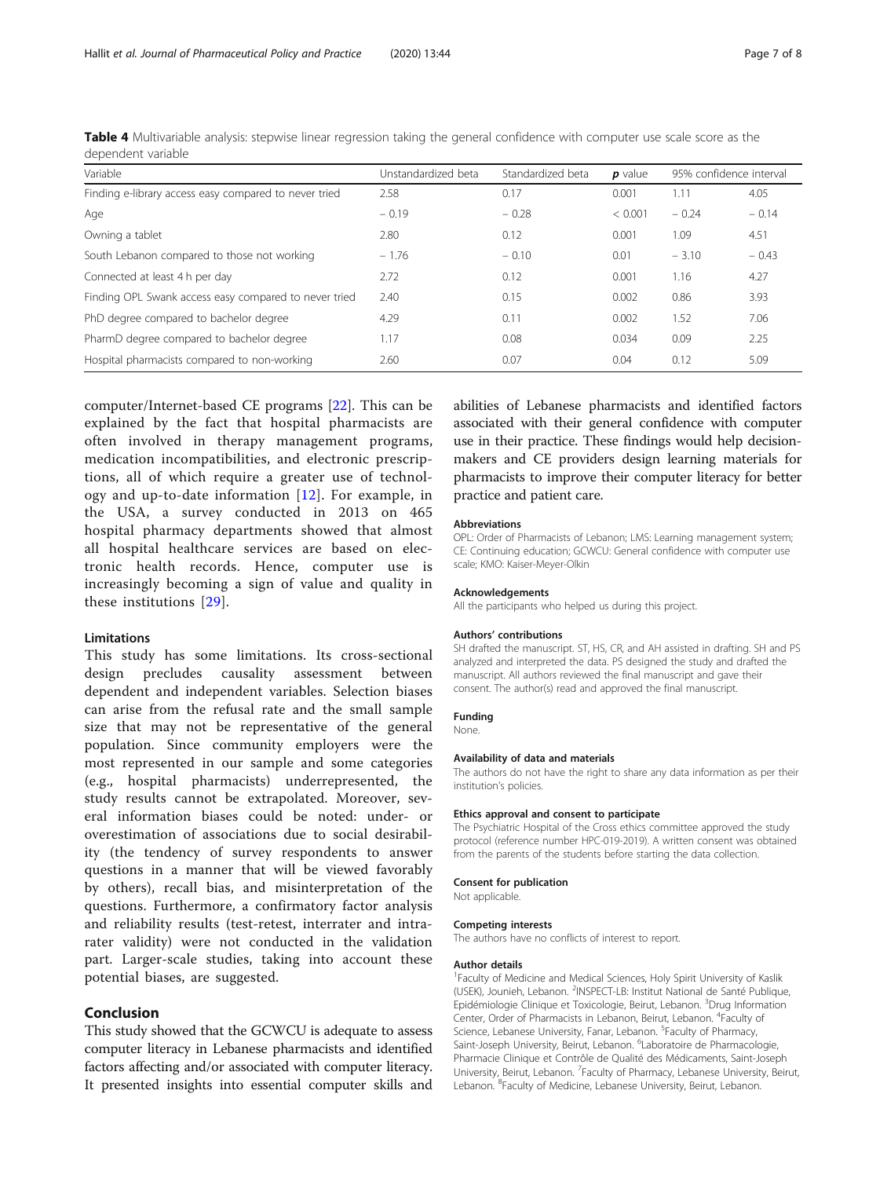**Table 4** Multivariable analysis: stepwise linear regression taking the general confidence with computer use scale score as the dependent variable

| Variable | Unstandardized beta | Standardized beta | *p* value | 95% confidence interval | |
|---|---|---|---|---|---|
| Finding e-library access easy compared to never tried | 2.58 | 0.17 | 0.001 | 1.11 | 4.05 |
| Age | − 0.19 | − 0.28 | < 0.001 | − 0.24 | − 0.14 |
| Owning a tablet | 2.80 | 0.12 | 0.001 | 1.09 | 4.51 |
| South Lebanon compared to those not working | − 1.76 | − 0.10 | 0.01 | − 3.10 | − 0.43 |
| Connected at least 4 h per day | 2.72 | 0.12 | 0.001 | 1.16 | 4.27 |
| Finding OPL Swank access easy compared to never tried | 2.40 | 0.15 | 0.002 | 0.86 | 3.93 |
| PhD degree compared to bachelor degree | 4.29 | 0.11 | 0.002 | 1.52 | 7.06 |
| PharmD degree compared to bachelor degree | 1.17 | 0.08 | 0.034 | 0.09 | 2.25 |
| Hospital pharmacists compared to non-working | 2.60 | 0.07 | 0.04 | 0.12 | 5.09 |

computer/Internet-based CE programs [22]. This can be explained by the fact that hospital pharmacists are often involved in therapy management programs, medication incompatibilities, and electronic prescriptions, all of which require a greater use of technology and up-to-date information [12]. For example, in the USA, a survey conducted in 2013 on 465 hospital pharmacy departments showed that almost all hospital healthcare services are based on electronic health records. Hence, computer use is increasingly becoming a sign of value and quality in these institutions [29].

### Limitations

This study has some limitations. Its cross-sectional design precludes causality assessment between dependent and independent variables. Selection biases can arise from the refusal rate and the small sample size that may not be representative of the general population. Since community employers were the most represented in our sample and some categories (e.g., hospital pharmacists) underrepresented, the study results cannot be extrapolated. Moreover, several information biases could be noted: under- or overestimation of associations due to social desirability (the tendency of survey respondents to answer questions in a manner that will be viewed favorably by others), recall bias, and misinterpretation of the questions. Furthermore, a confirmatory factor analysis and reliability results (test-retest, interrater and intra-rater validity) were not conducted in the validation part. Larger-scale studies, taking into account these potential biases, are suggested.

## Conclusion

This study showed that the GCWCU is adequate to assess computer literacy in Lebanese pharmacists and identified factors affecting and/or associated with computer literacy. It presented insights into essential computer skills and abilities of Lebanese pharmacists and identified factors associated with their general confidence with computer use in their practice. These findings would help decision-makers and CE providers design learning materials for pharmacists to improve their computer literacy for better practice and patient care.

#### Abbreviations

OPL: Order of Pharmacists of Lebanon; LMS: Learning management system; CE: Continuing education; GCWCU: General confidence with computer use scale; KMO: Kaiser-Meyer-Olkin

#### Acknowledgements

All the participants who helped us during this project.

#### Authors' contributions

SH drafted the manuscript. ST, HS, CR, and AH assisted in drafting. SH and PS analyzed and interpreted the data. PS designed the study and drafted the manuscript. All authors reviewed the final manuscript and gave their consent. The author(s) read and approved the final manuscript.

#### Funding

None.

#### Availability of data and materials

The authors do not have the right to share any data information as per their institution's policies.

#### Ethics approval and consent to participate

The Psychiatric Hospital of the Cross ethics committee approved the study protocol (reference number HPC-019-2019). A written consent was obtained from the parents of the students before starting the data collection.

#### Consent for publication

Not applicable.

#### Competing interests

The authors have no conflicts of interest to report.

#### Author details

[1]Faculty of Medicine and Medical Sciences, Holy Spirit University of Kaslik (USEK), Jounieh, Lebanon. [2]INSPECT-LB: Institut National de Santé Publique, Epidémiologie Clinique et Toxicologie, Beirut, Lebanon. [3]Drug Information Center, Order of Pharmacists in Lebanon, Beirut, Lebanon. [4]Faculty of Science, Lebanese University, Fanar, Lebanon. [5]Faculty of Pharmacy, Saint-Joseph University, Beirut, Lebanon. [6]Laboratoire de Pharmacologie, Pharmacie Clinique et Contrôle de Qualité des Médicaments, Saint-Joseph University, Beirut, Lebanon. [7]Faculty of Pharmacy, Lebanese University, Beirut, Lebanon. [8]Faculty of Medicine, Lebanese University, Beirut, Lebanon.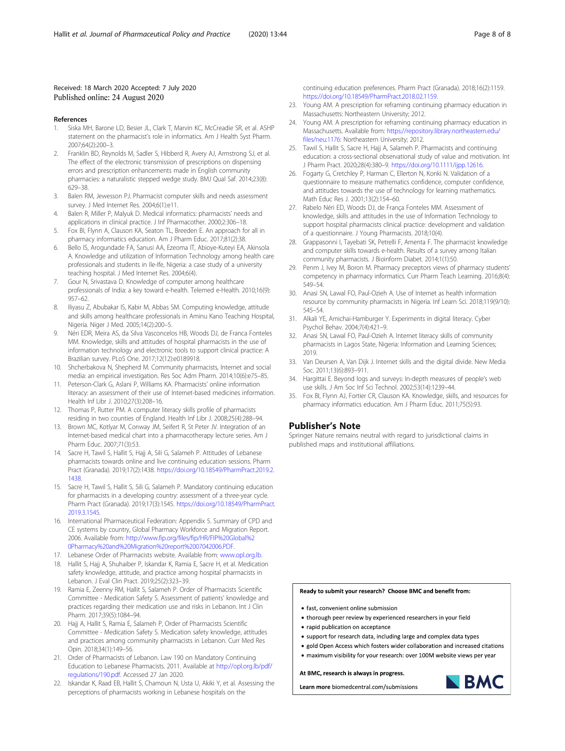Received: 18 March 2020 Accepted: 7 July 2020
Published online: 24 August 2020

## References

1. Siska MH, Barone LD, Besier JL, Clark T, Marvin KC, McCreadie SR, et al. ASHP statement on the pharmacist's role in informatics. Am J Health Syst Pharm. 2007;64(2):200–3.
2. Franklin BD, Reynolds M, Sadler S, Hibberd R, Avery AJ, Armstrong SJ, et al. The effect of the electronic transmission of prescriptions on dispensing errors and prescription enhancements made in English community pharmacies: a naturalistic stepped wedge study. BMJ Qual Saf. 2014;23(8):629–38.
3. Balen RM, Jewesson PJ. Pharmacist computer skills and needs assessment survey. J Med Internet Res. 2004;6(1):e11.
4. Balen R, Miller P, Malyuk D. Medical informatics: pharmacists' needs and applications in clinical practice. J Inf Pharmacother. 2000;2:306–18.
5. Fox BI, Flynn A, Clauson KA, Seaton TL, Breeden E. An approach for all in pharmacy informatics education. Am J Pharm Educ. 2017;81(2):38.
6. Bello IS, Arogundade FA, Sanusi AA, Ezeoma IT, Abioye-Kuteyi EA, Akinsola A. Knowledge and utilization of Information Technology among health care professionals and students in Ile-Ife, Nigeria: a case study of a university teaching hospital. J Med Internet Res. 2004;6(4).
7. Gour N, Srivastava D. Knowledge of computer among healthcare professionals of India: a key toward e-health. Telemed e-Health. 2010;16(9):957–62.
8. Iliyasu Z, Abubakar IS, Kabir M, Abbas SM. Computing knowledge, attitude and skills among healthcare professionals in Aminu Kano Teaching Hospital, Nigeria. Niger J Med. 2005;14(2):200–5.
9. Néri EDR, Meira AS, da Silva Vasconcelos HB, Woods DJ, de Franca Fonteles MM. Knowledge, skills and attitudes of hospital pharmacists in the use of information technology and electronic tools to support clinical practice: A Brazilian survey. PLoS One. 2017;12(12):e0189918.
10. Shcherbakova N, Shepherd M. Community pharmacists, Internet and social media: an empirical investigation. Res Soc Adm Pharm. 2014;10(6):e75–85.
11. Peterson-Clark G, Aslani P, Williams KA. Pharmacists' online information literacy: an assessment of their use of Internet-based medicines information. Health Inf Libr J. 2010;27(3):208–16.
12. Thomas P, Rutter PM. A computer literacy skills profile of pharmacists residing in two counties of England. Health Inf Libr J. 2008;25(4):288–94.
13. Brown MC, Kotlyar M, Conway JM, Seifert R, St Peter JV. Integration of an Internet-based medical chart into a pharmacotherapy lecture series. Am J Pharm Educ. 2007;71(3):53.
14. Sacre H, Tawil S, Hallit S, Hajj A, Sili G, Salameh P. Attitudes of Lebanese pharmacists towards online and live continuing education sessions. Pharm Pract (Granada). 2019;17(2):1438. https://doi.org/10.18549/PharmPract.2019.2.1438.
15. Sacre H, Tawil S, Hallit S, Sili G, Salameh P. Mandatory continuing education for pharmacists in a developing country: assessment of a three-year cycle. Pharm Pract (Granada). 2019;17(3):1545. https://doi.org/10.18549/PharmPract.2019.3.1545.
16. International Pharmaceutical Federation: Appendix 5. Summary of CPD and CE systems by country, Global Pharmacy Workforce and Migration Report. 2006. Available from: http://www.fip.org/files/fip/HR/FIP%20Global%20Pharmacy%20and%20Migration%20report%2007042006.PDF.
17. Lebanese Order of Pharmacists website. Available from: www.opl.org.lb.
18. Hallit S, Hajj A, Shuhaiber P, Iskandar K, Ramia E, Sacre H, et al. Medication safety knowledge, attitude, and practice among hospital pharmacists in Lebanon. J Eval Clin Pract. 2019;25(2):323–39.
19. Ramia E, Zeenny RM, Hallit S, Salameh P. Order of Pharmacists Scientific Committee - Medication Safety S. Assessment of patients' knowledge and practices regarding their medication use and risks in Lebanon. Int J Clin Pharm. 2017;39(5):1084–94.
20. Hajj A, Hallit S, Ramia E, Salameh P, Order of Pharmacists Scientific Committee - Medication Safety S. Medication safety knowledge, attitudes and practices among community pharmacists in Lebanon. Curr Med Res Opin. 2018;34(1):149–56.
21. Order of Pharmacists of Lebanon. Law 190 on Mandatory Continuing Education to Lebanese Pharmacists. 2011. Available at http://opl.org.lb/pdf/regulations/190.pdf. Accessed 27 Jan 2020.
22. Iskandar K, Raad EB, Hallit S, Chamoun N, Usta U, Akiki Y, et al. Assessing the perceptions of pharmacists working in Lebanese hospitals on the continuing education preferences. Pharm Pract (Granada). 2018;16(2):1159. https://doi.org/10.18549/PharmPract.2018.02.1159.
23. Young AM. A prescription for reframing continuing pharmacy education in Massachusetts: Northeastern University; 2012.
24. Young AM. A prescription for reframing continuing pharmacy education in Massachusetts. Available from: https://repository.library.northeastern.edu/files/neu:1176: Northeastern University; 2012.
25. Tawil S, Hallit S, Sacre H, Hajj A, Salameh P. Pharmacists and continuing education: a cross-sectional observational study of value and motivation. Int J Pharm Pract. 2020;28(4):380–9. https://doi.org/10.1111/ijpp.12616.
26. Fogarty G, Cretchley P, Harman C, Ellerton N, Konki N. Validation of a questionnaire to measure mathematics confidence, computer confidence, and attitudes towards the use of technology for learning mathematics. Math Educ Res J. 2001;13(2):154–60.
27. Rabelo Néri ED, Woods DJ, de França Fonteles MM. Assessment of knowledge, skills and attitudes in the use of Information Technology to support hospital pharmacists clinical practice: development and validation of a questionnaire. J Young Pharmacists. 2018;10(4).
28. Grappasonni I, Tayebati SK, Petrelli F, Amenta F. The pharmacist knowledge and computer skills towards e-health. Results of a survey among Italian community pharmacists. J Bioinform Diabet. 2014;1(1):50.
29. Penm J, Ivey M, Boron M. Pharmacy preceptors views of pharmacy students' competency in pharmacy informatics. Curr Pharm Teach Learning. 2016;8(4):549–54.
30. Anasi SN, Lawal FO, Paul-Ozieh A. Use of Internet as health information resource by community pharmacists in Nigeria. Inf Learn Sci. 2018;119(9/10):545–54.
31. Alkali YE, Amichai-Hamburger Y. Experiments in digital literacy. Cyber Psychol Behav. 2004;7(4):421–9.
32. Anasi SN, Lawal FO, Paul-Ozieh A. Internet literacy skills of community pharmacists in Lagos State, Nigeria: Information and Learning Sciences; 2019.
33. Van Deursen A, Van Dijk J. Internet skills and the digital divide. New Media Soc. 2011;13(6):893–911.
34. Hargittai E. Beyond logs and surveys: In-depth measures of people's web use skills. J Am Soc Inf Sci Technol. 2002;53(14):1239–44.
35. Fox BI, Flynn AJ, Fortier CR, Clauson KA. Knowledge, skills, and resources for pharmacy informatics education. Am J Pharm Educ. 2011;75(5):93.

## Publisher's Note

Springer Nature remains neutral with regard to jurisdictional claims in published maps and institutional affiliations.

**Ready to submit your research? Choose BMC and benefit from:**

- fast, convenient online submission
- thorough peer review by experienced researchers in your field
- rapid publication on acceptance
- support for research data, including large and complex data types
- gold Open Access which fosters wider collaboration and increased citations
- maximum visibility for your research: over 100M website views per year

**At BMC, research is always in progress.**

**Learn more** biomedcentral.com/submissions

BMC